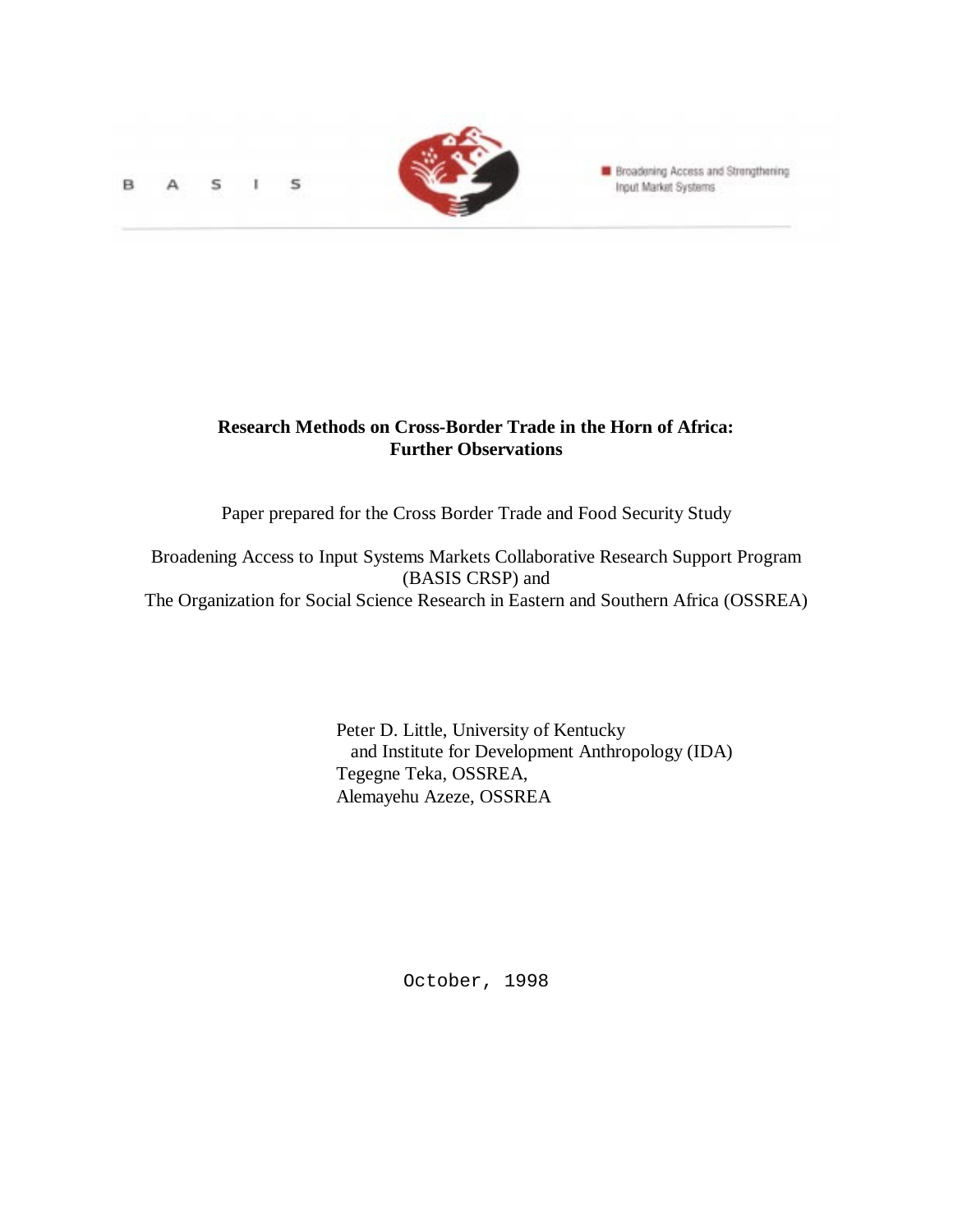B A S I S

Broadening Access and Strengthening Input Market Systems

**Research Methods on Cross-Border Trade in the Horn of Africa: Further Observations**

Paper prepared for the Cross Border Trade and Food Security Study

Broadening Access to Input Systems Markets Collaborative Research Support Program (BASIS CRSP) and
The Organization for Social Science Research in Eastern and Southern Africa (OSSREA)

Peter D. Little, University of Kentucky
and Institute for Development Anthropology (IDA)
Tegegne Teka, OSSREA,
Alemayehu Azeze, OSSREA

October, 1998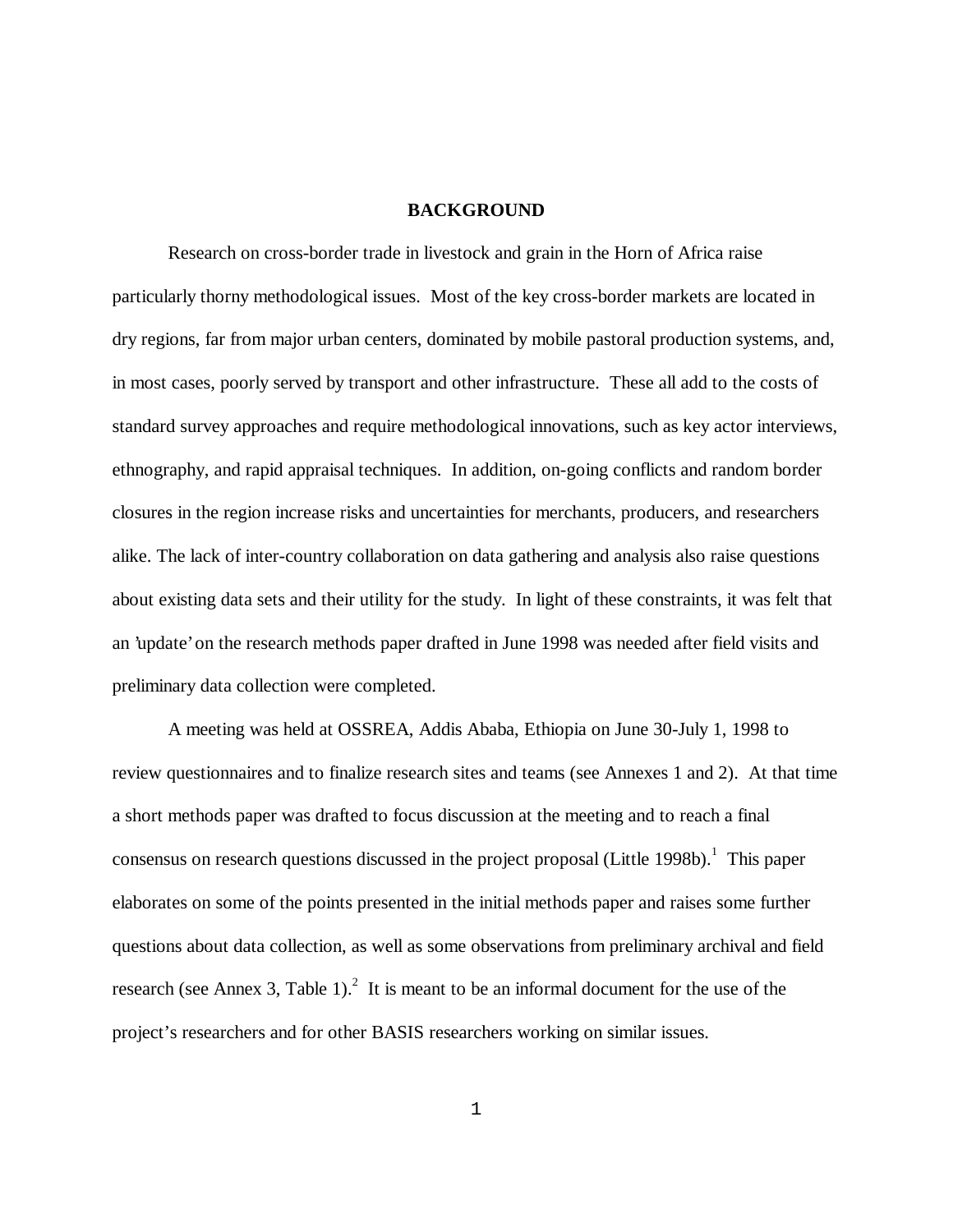## BACKGROUND

Research on cross-border trade in livestock and grain in the Horn of Africa raise particularly thorny methodological issues. Most of the key cross-border markets are located in dry regions, far from major urban centers, dominated by mobile pastoral production systems, and, in most cases, poorly served by transport and other infrastructure. These all add to the costs of standard survey approaches and require methodological innovations, such as key actor interviews, ethnography, and rapid appraisal techniques. In addition, on-going conflicts and random border closures in the region increase risks and uncertainties for merchants, producers, and researchers alike. The lack of inter-country collaboration on data gathering and analysis also raise questions about existing data sets and their utility for the study. In light of these constraints, it was felt that an 'update' on the research methods paper drafted in June 1998 was needed after field visits and preliminary data collection were completed.

A meeting was held at OSSREA, Addis Ababa, Ethiopia on June 30-July 1, 1998 to review questionnaires and to finalize research sites and teams (see Annexes 1 and 2). At that time a short methods paper was drafted to focus discussion at the meeting and to reach a final consensus on research questions discussed in the project proposal (Little 1998b).[1] This paper elaborates on some of the points presented in the initial methods paper and raises some further questions about data collection, as well as some observations from preliminary archival and field research (see Annex 3, Table 1).[2] It is meant to be an informal document for the use of the project's researchers and for other BASIS researchers working on similar issues.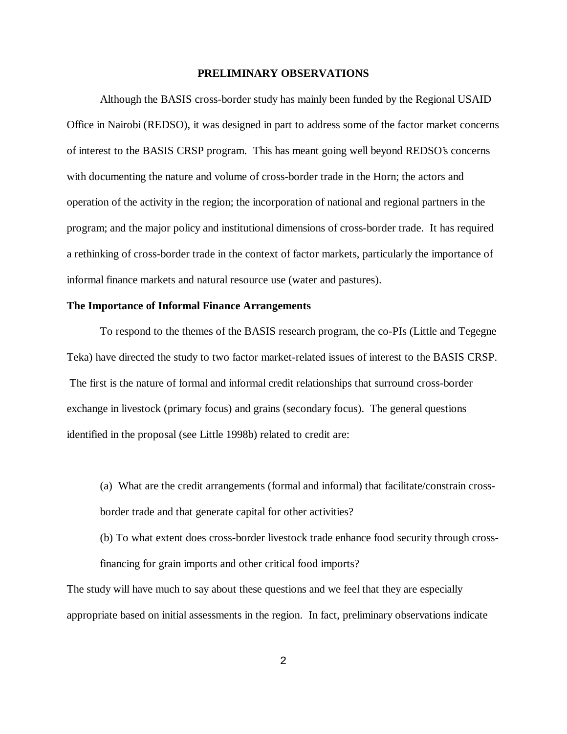## PRELIMINARY OBSERVATIONS

Although the BASIS cross-border study has mainly been funded by the Regional USAID Office in Nairobi (REDSO), it was designed in part to address some of the factor market concerns of interest to the BASIS CRSP program. This has meant going well beyond REDSO's concerns with documenting the nature and volume of cross-border trade in the Horn; the actors and operation of the activity in the region; the incorporation of national and regional partners in the program; and the major policy and institutional dimensions of cross-border trade. It has required a rethinking of cross-border trade in the context of factor markets, particularly the importance of informal finance markets and natural resource use (water and pastures).

### The Importance of Informal Finance Arrangements

To respond to the themes of the BASIS research program, the co-PIs (Little and Tegegne Teka) have directed the study to two factor market-related issues of interest to the BASIS CRSP. The first is the nature of formal and informal credit relationships that surround cross-border exchange in livestock (primary focus) and grains (secondary focus). The general questions identified in the proposal (see Little 1998b) related to credit are:

(a) What are the credit arrangements (formal and informal) that facilitate/constrain cross-border trade and that generate capital for other activities?

(b) To what extent does cross-border livestock trade enhance food security through cross-financing for grain imports and other critical food imports?

The study will have much to say about these questions and we feel that they are especially appropriate based on initial assessments in the region. In fact, preliminary observations indicate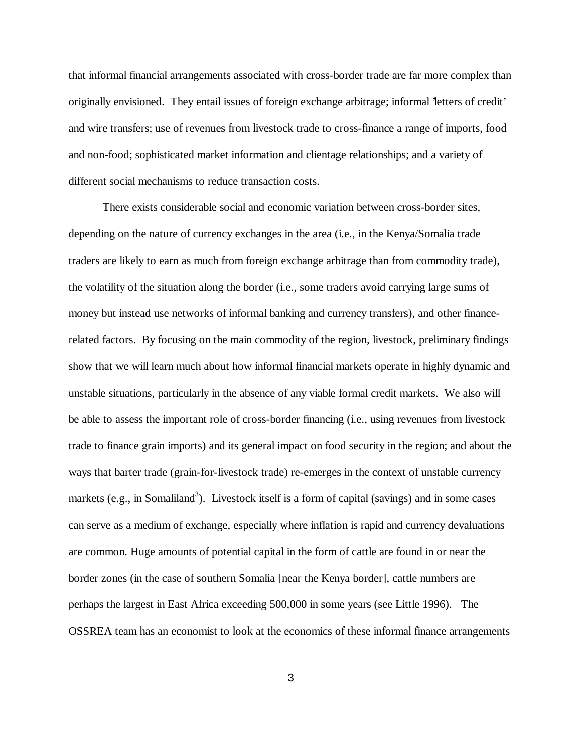that informal financial arrangements associated with cross-border trade are far more complex than originally envisioned. They entail issues of foreign exchange arbitrage; informal 'letters of credit' and wire transfers; use of revenues from livestock trade to cross-finance a range of imports, food and non-food; sophisticated market information and clientage relationships; and a variety of different social mechanisms to reduce transaction costs.

There exists considerable social and economic variation between cross-border sites, depending on the nature of currency exchanges in the area (i.e., in the Kenya/Somalia trade traders are likely to earn as much from foreign exchange arbitrage than from commodity trade), the volatility of the situation along the border (i.e., some traders avoid carrying large sums of money but instead use networks of informal banking and currency transfers), and other finance-related factors. By focusing on the main commodity of the region, livestock, preliminary findings show that we will learn much about how informal financial markets operate in highly dynamic and unstable situations, particularly in the absence of any viable formal credit markets. We also will be able to assess the important role of cross-border financing (i.e., using revenues from livestock trade to finance grain imports) and its general impact on food security in the region; and about the ways that barter trade (grain-for-livestock trade) re-emerges in the context of unstable currency markets (e.g., in Somaliland[3]). Livestock itself is a form of capital (savings) and in some cases can serve as a medium of exchange, especially where inflation is rapid and currency devaluations are common. Huge amounts of potential capital in the form of cattle are found in or near the border zones (in the case of southern Somalia [near the Kenya border], cattle numbers are perhaps the largest in East Africa exceeding 500,000 in some years (see Little 1996). The OSSREA team has an economist to look at the economics of these informal finance arrangements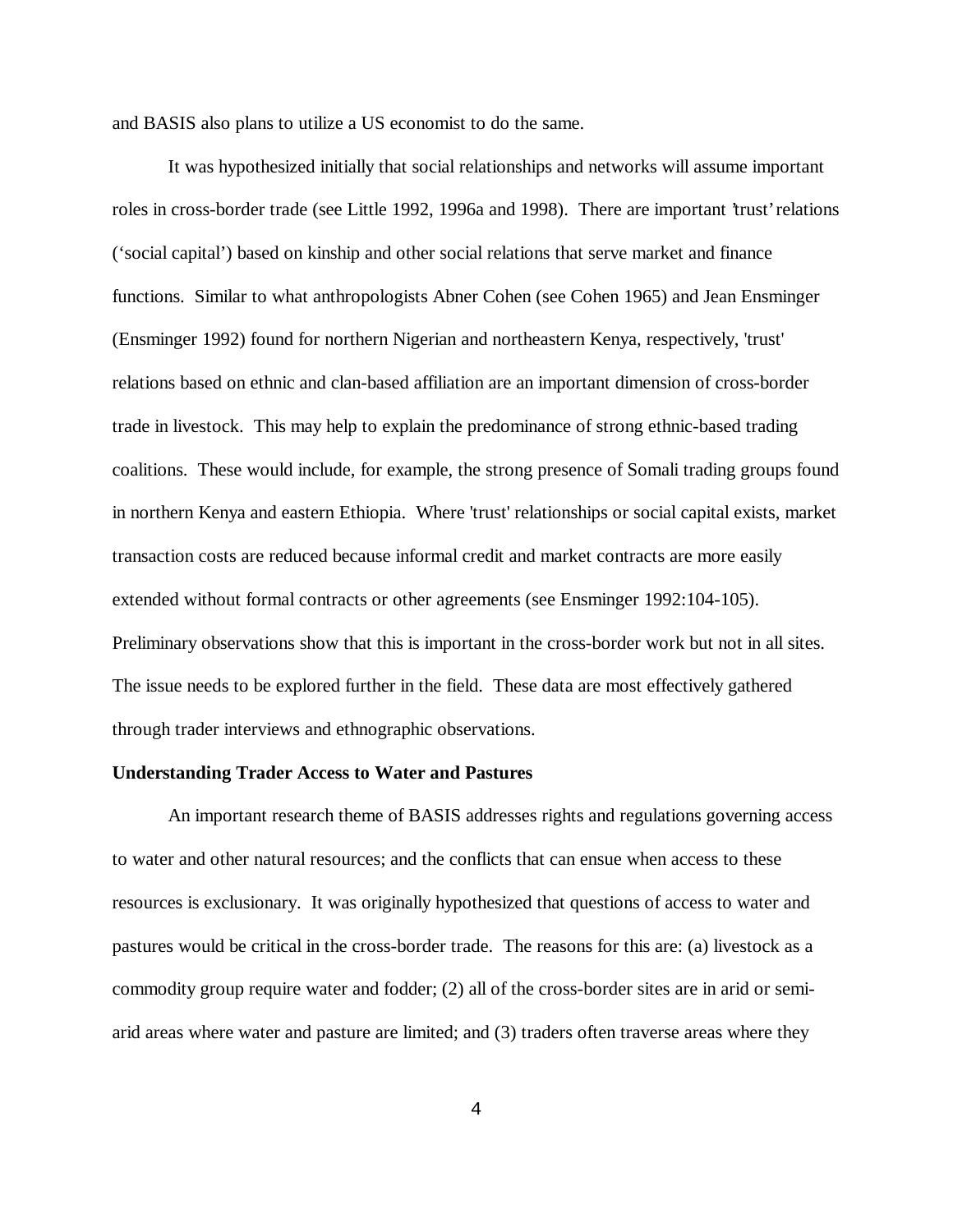and BASIS also plans to utilize a US economist to do the same.

It was hypothesized initially that social relationships and networks will assume important roles in cross-border trade (see Little 1992, 1996a and 1998). There are important 'trust' relations ('social capital') based on kinship and other social relations that serve market and finance functions. Similar to what anthropologists Abner Cohen (see Cohen 1965) and Jean Ensminger (Ensminger 1992) found for northern Nigerian and northeastern Kenya, respectively, 'trust' relations based on ethnic and clan-based affiliation are an important dimension of cross-border trade in livestock. This may help to explain the predominance of strong ethnic-based trading coalitions. These would include, for example, the strong presence of Somali trading groups found in northern Kenya and eastern Ethiopia. Where 'trust' relationships or social capital exists, market transaction costs are reduced because informal credit and market contracts are more easily extended without formal contracts or other agreements (see Ensminger 1992:104-105). Preliminary observations show that this is important in the cross-border work but not in all sites. The issue needs to be explored further in the field. These data are most effectively gathered through trader interviews and ethnographic observations.

**Understanding Trader Access to Water and Pastures**

An important research theme of BASIS addresses rights and regulations governing access to water and other natural resources; and the conflicts that can ensue when access to these resources is exclusionary. It was originally hypothesized that questions of access to water and pastures would be critical in the cross-border trade. The reasons for this are: (a) livestock as a commodity group require water and fodder; (2) all of the cross-border sites are in arid or semi-arid areas where water and pasture are limited; and (3) traders often traverse areas where they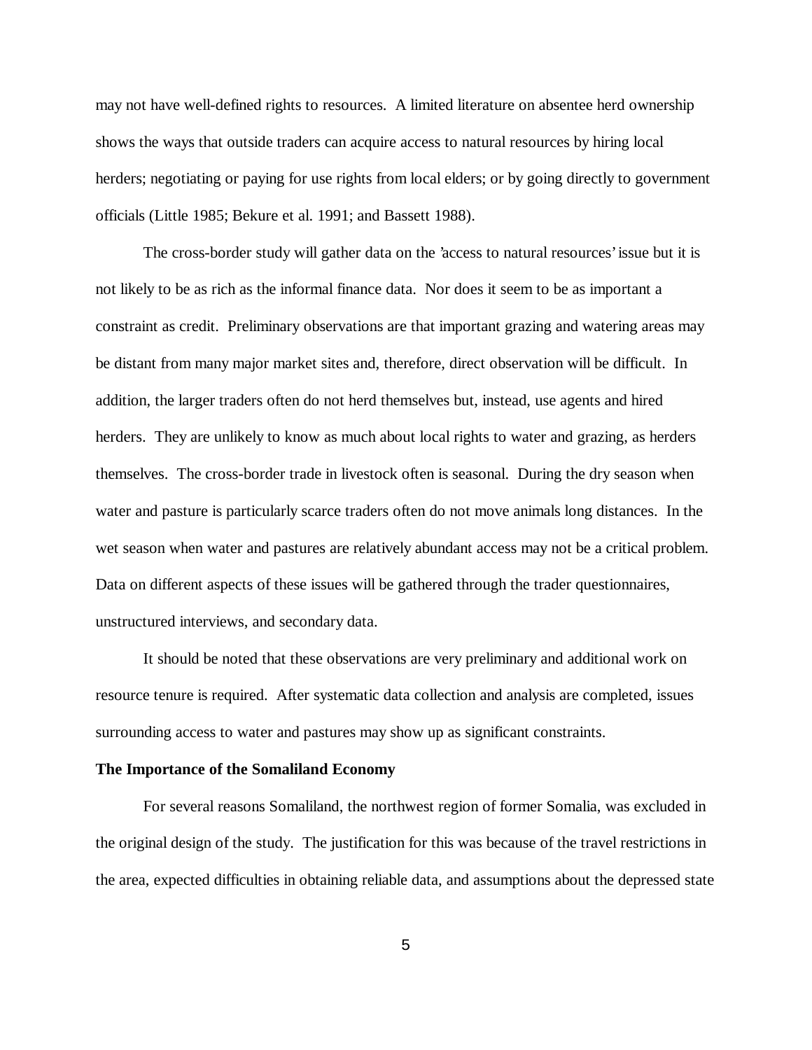may not have well-defined rights to resources. A limited literature on absentee herd ownership shows the ways that outside traders can acquire access to natural resources by hiring local herders; negotiating or paying for use rights from local elders; or by going directly to government officials (Little 1985; Bekure et al. 1991; and Bassett 1988).

The cross-border study will gather data on the 'access to natural resources' issue but it is not likely to be as rich as the informal finance data. Nor does it seem to be as important a constraint as credit. Preliminary observations are that important grazing and watering areas may be distant from many major market sites and, therefore, direct observation will be difficult. In addition, the larger traders often do not herd themselves but, instead, use agents and hired herders. They are unlikely to know as much about local rights to water and grazing, as herders themselves. The cross-border trade in livestock often is seasonal. During the dry season when water and pasture is particularly scarce traders often do not move animals long distances. In the wet season when water and pastures are relatively abundant access may not be a critical problem. Data on different aspects of these issues will be gathered through the trader questionnaires, unstructured interviews, and secondary data.

It should be noted that these observations are very preliminary and additional work on resource tenure is required. After systematic data collection and analysis are completed, issues surrounding access to water and pastures may show up as significant constraints.

**The Importance of the Somaliland Economy**

For several reasons Somaliland, the northwest region of former Somalia, was excluded in the original design of the study. The justification for this was because of the travel restrictions in the area, expected difficulties in obtaining reliable data, and assumptions about the depressed state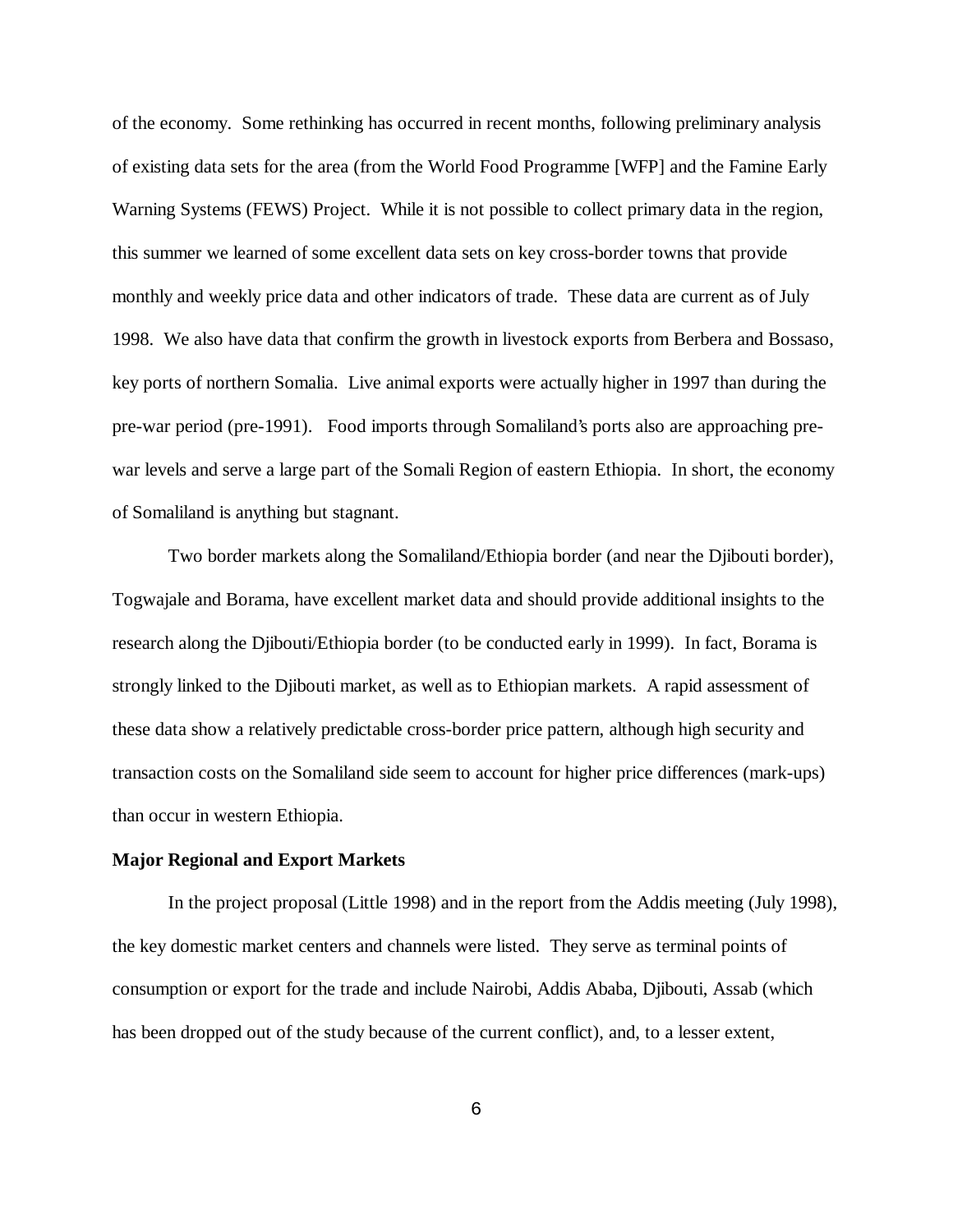of the economy. Some rethinking has occurred in recent months, following preliminary analysis of existing data sets for the area (from the World Food Programme [WFP] and the Famine Early Warning Systems (FEWS) Project. While it is not possible to collect primary data in the region, this summer we learned of some excellent data sets on key cross-border towns that provide monthly and weekly price data and other indicators of trade. These data are current as of July 1998. We also have data that confirm the growth in livestock exports from Berbera and Bossaso, key ports of northern Somalia. Live animal exports were actually higher in 1997 than during the pre-war period (pre-1991). Food imports through Somaliland's ports also are approaching pre-war levels and serve a large part of the Somali Region of eastern Ethiopia. In short, the economy of Somaliland is anything but stagnant.

Two border markets along the Somaliland/Ethiopia border (and near the Djibouti border), Togwajale and Borama, have excellent market data and should provide additional insights to the research along the Djibouti/Ethiopia border (to be conducted early in 1999). In fact, Borama is strongly linked to the Djibouti market, as well as to Ethiopian markets. A rapid assessment of these data show a relatively predictable cross-border price pattern, although high security and transaction costs on the Somaliland side seem to account for higher price differences (mark-ups) than occur in western Ethiopia.

**Major Regional and Export Markets**

In the project proposal (Little 1998) and in the report from the Addis meeting (July 1998), the key domestic market centers and channels were listed. They serve as terminal points of consumption or export for the trade and include Nairobi, Addis Ababa, Djibouti, Assab (which has been dropped out of the study because of the current conflict), and, to a lesser extent,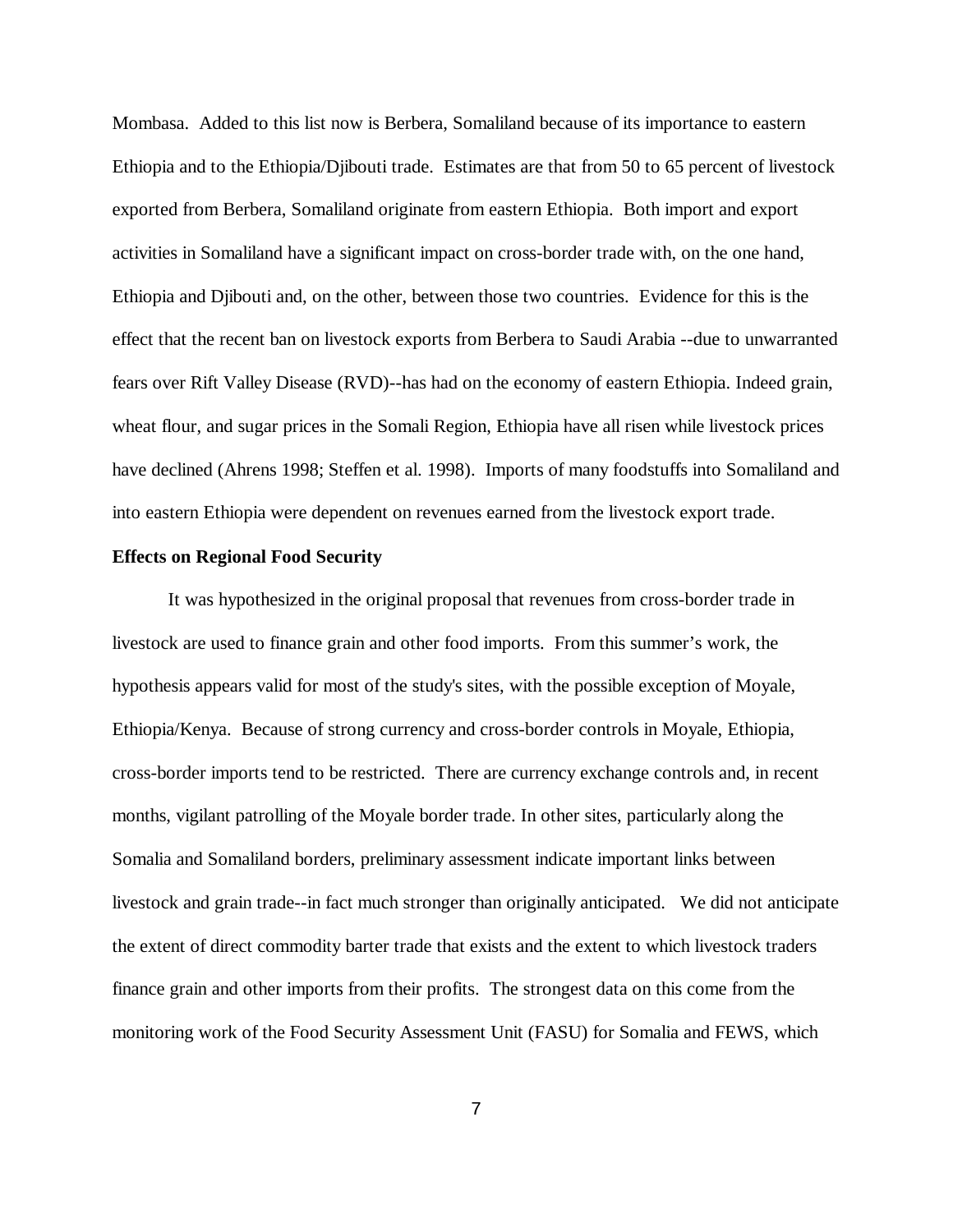Mombasa. Added to this list now is Berbera, Somaliland because of its importance to eastern Ethiopia and to the Ethiopia/Djibouti trade. Estimates are that from 50 to 65 percent of livestock exported from Berbera, Somaliland originate from eastern Ethiopia. Both import and export activities in Somaliland have a significant impact on cross-border trade with, on the one hand, Ethiopia and Djibouti and, on the other, between those two countries. Evidence for this is the effect that the recent ban on livestock exports from Berbera to Saudi Arabia --due to unwarranted fears over Rift Valley Disease (RVD)--has had on the economy of eastern Ethiopia. Indeed grain, wheat flour, and sugar prices in the Somali Region, Ethiopia have all risen while livestock prices have declined (Ahrens 1998; Steffen et al. 1998). Imports of many foodstuffs into Somaliland and into eastern Ethiopia were dependent on revenues earned from the livestock export trade.

**Effects on Regional Food Security**

It was hypothesized in the original proposal that revenues from cross-border trade in livestock are used to finance grain and other food imports. From this summer's work, the hypothesis appears valid for most of the study's sites, with the possible exception of Moyale, Ethiopia/Kenya. Because of strong currency and cross-border controls in Moyale, Ethiopia, cross-border imports tend to be restricted. There are currency exchange controls and, in recent months, vigilant patrolling of the Moyale border trade. In other sites, particularly along the Somalia and Somaliland borders, preliminary assessment indicate important links between livestock and grain trade--in fact much stronger than originally anticipated. We did not anticipate the extent of direct commodity barter trade that exists and the extent to which livestock traders finance grain and other imports from their profits. The strongest data on this come from the monitoring work of the Food Security Assessment Unit (FASU) for Somalia and FEWS, which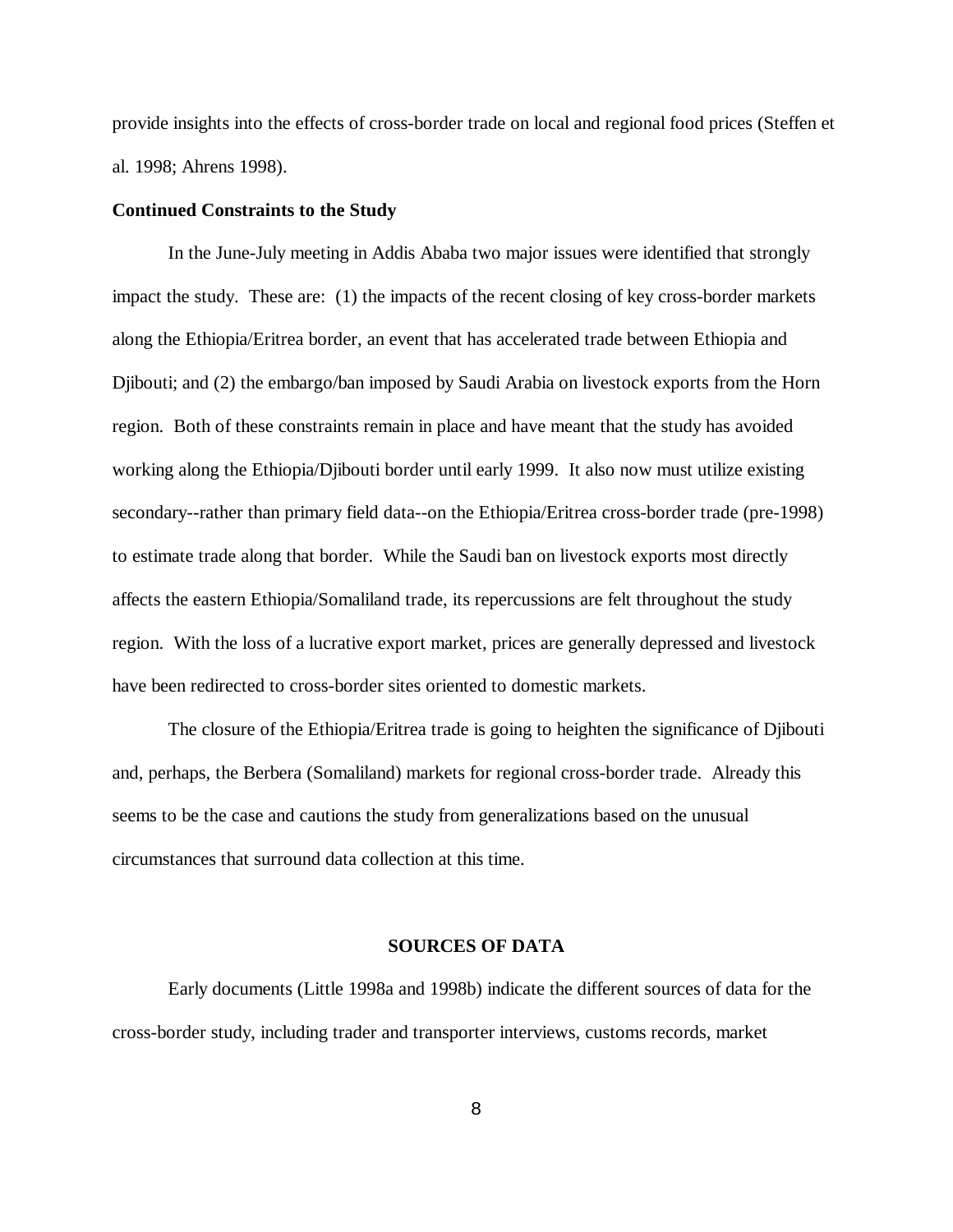provide insights into the effects of cross-border trade on local and regional food prices (Steffen et al. 1998; Ahrens 1998).

**Continued Constraints to the Study**

In the June-July meeting in Addis Ababa two major issues were identified that strongly impact the study. These are: (1) the impacts of the recent closing of key cross-border markets along the Ethiopia/Eritrea border, an event that has accelerated trade between Ethiopia and Djibouti; and (2) the embargo/ban imposed by Saudi Arabia on livestock exports from the Horn region. Both of these constraints remain in place and have meant that the study has avoided working along the Ethiopia/Djibouti border until early 1999. It also now must utilize existing secondary--rather than primary field data--on the Ethiopia/Eritrea cross-border trade (pre-1998) to estimate trade along that border. While the Saudi ban on livestock exports most directly affects the eastern Ethiopia/Somaliland trade, its repercussions are felt throughout the study region. With the loss of a lucrative export market, prices are generally depressed and livestock have been redirected to cross-border sites oriented to domestic markets.

The closure of the Ethiopia/Eritrea trade is going to heighten the significance of Djibouti and, perhaps, the Berbera (Somaliland) markets for regional cross-border trade. Already this seems to be the case and cautions the study from generalizations based on the unusual circumstances that surround data collection at this time.

## SOURCES OF DATA

Early documents (Little 1998a and 1998b) indicate the different sources of data for the cross-border study, including trader and transporter interviews, customs records, market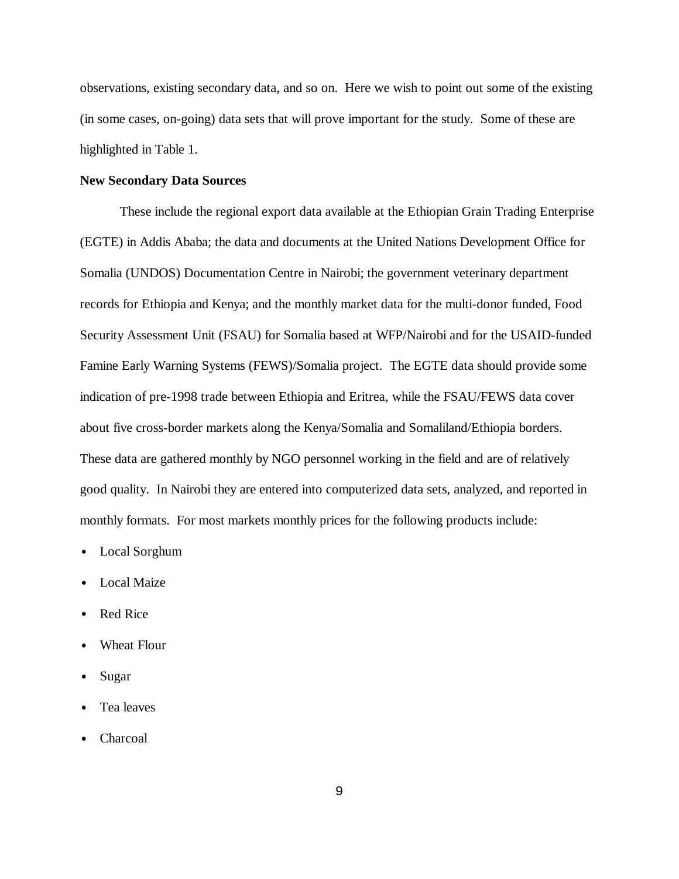observations, existing secondary data, and so on. Here we wish to point out some of the existing (in some cases, on-going) data sets that will prove important for the study. Some of these are highlighted in Table 1.

**New Secondary Data Sources**

These include the regional export data available at the Ethiopian Grain Trading Enterprise (EGTE) in Addis Ababa; the data and documents at the United Nations Development Office for Somalia (UNDOS) Documentation Centre in Nairobi; the government veterinary department records for Ethiopia and Kenya; and the monthly market data for the multi-donor funded, Food Security Assessment Unit (FSAU) for Somalia based at WFP/Nairobi and for the USAID-funded Famine Early Warning Systems (FEWS)/Somalia project. The EGTE data should provide some indication of pre-1998 trade between Ethiopia and Eritrea, while the FSAU/FEWS data cover about five cross-border markets along the Kenya/Somalia and Somaliland/Ethiopia borders. These data are gathered monthly by NGO personnel working in the field and are of relatively good quality. In Nairobi they are entered into computerized data sets, analyzed, and reported in monthly formats. For most markets monthly prices for the following products include:

- Local Sorghum
- Local Maize
- Red Rice
- Wheat Flour
- Sugar
- Tea leaves
- Charcoal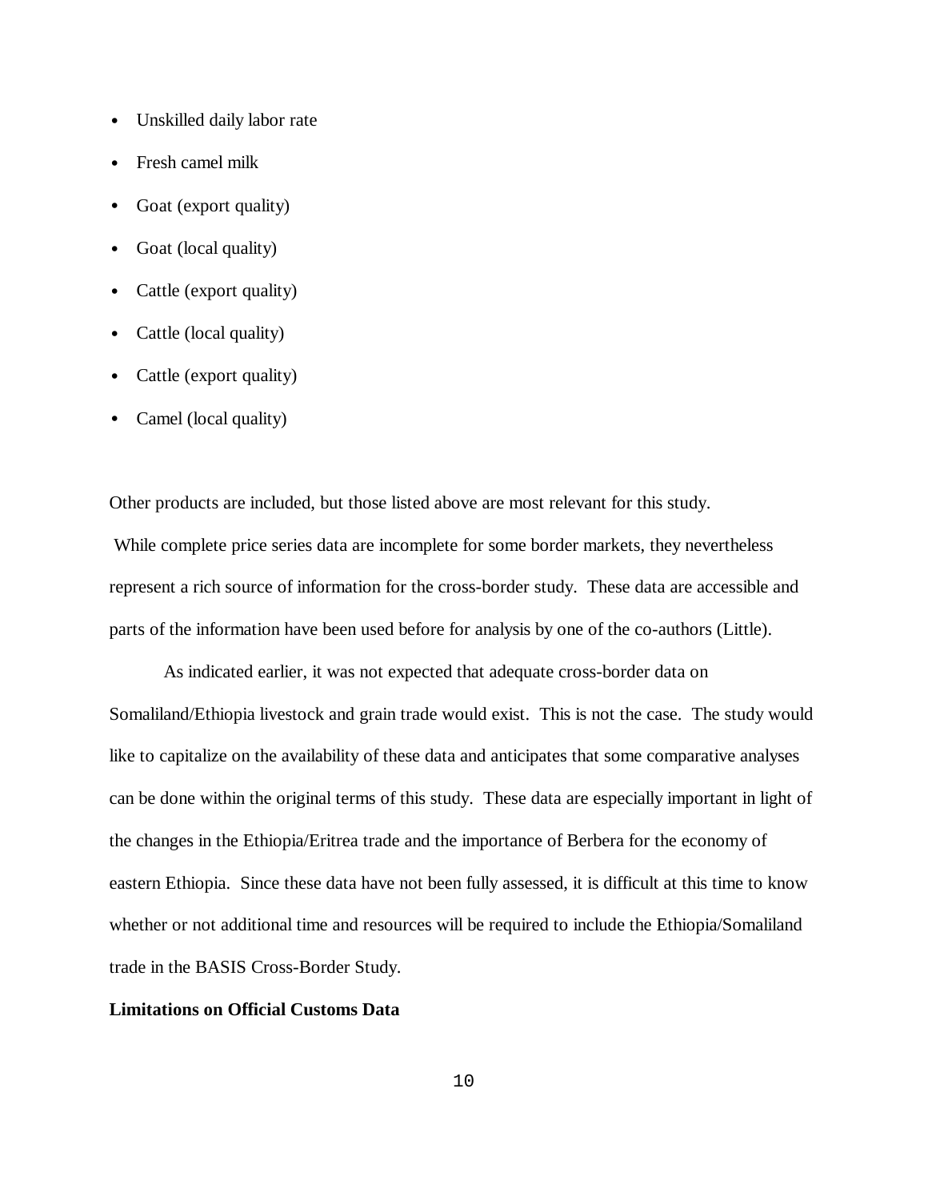- Unskilled daily labor rate
- Fresh camel milk
- Goat (export quality)
- Goat (local quality)
- Cattle (export quality)
- Cattle (local quality)
- Cattle (export quality)
- Camel (local quality)

Other products are included, but those listed above are most relevant for this study. While complete price series data are incomplete for some border markets, they nevertheless represent a rich source of information for the cross-border study. These data are accessible and parts of the information have been used before for analysis by one of the co-authors (Little).

As indicated earlier, it was not expected that adequate cross-border data on Somaliland/Ethiopia livestock and grain trade would exist. This is not the case. The study would like to capitalize on the availability of these data and anticipates that some comparative analyses can be done within the original terms of this study. These data are especially important in light of the changes in the Ethiopia/Eritrea trade and the importance of Berbera for the economy of eastern Ethiopia. Since these data have not been fully assessed, it is difficult at this time to know whether or not additional time and resources will be required to include the Ethiopia/Somaliland trade in the BASIS Cross-Border Study.

**Limitations on Official Customs Data**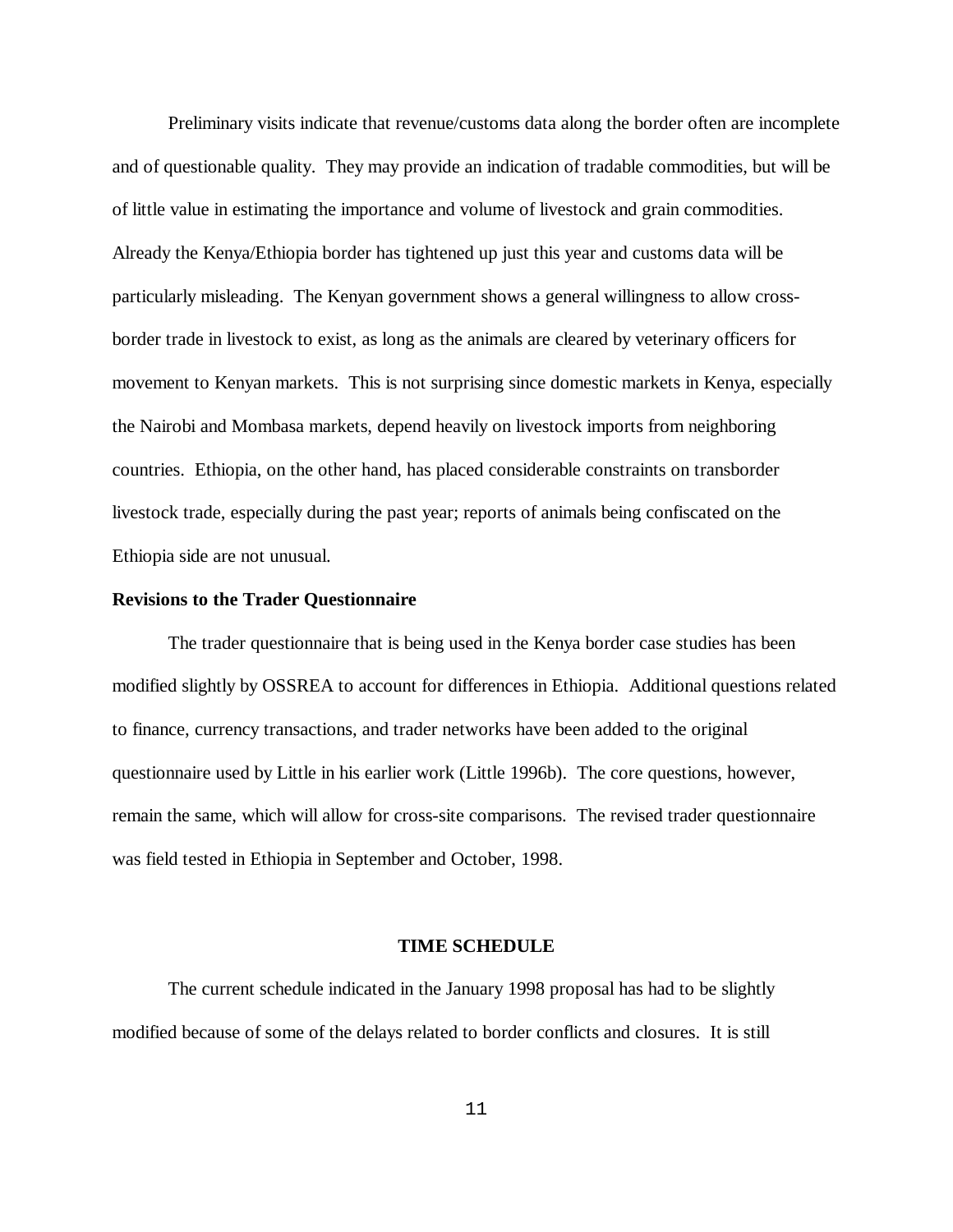Preliminary visits indicate that revenue/customs data along the border often are incomplete and of questionable quality. They may provide an indication of tradable commodities, but will be of little value in estimating the importance and volume of livestock and grain commodities. Already the Kenya/Ethiopia border has tightened up just this year and customs data will be particularly misleading. The Kenyan government shows a general willingness to allow cross-border trade in livestock to exist, as long as the animals are cleared by veterinary officers for movement to Kenyan markets. This is not surprising since domestic markets in Kenya, especially the Nairobi and Mombasa markets, depend heavily on livestock imports from neighboring countries. Ethiopia, on the other hand, has placed considerable constraints on transborder livestock trade, especially during the past year; reports of animals being confiscated on the Ethiopia side are not unusual.

### Revisions to the Trader Questionnaire

The trader questionnaire that is being used in the Kenya border case studies has been modified slightly by OSSREA to account for differences in Ethiopia. Additional questions related to finance, currency transactions, and trader networks have been added to the original questionnaire used by Little in his earlier work (Little 1996b). The core questions, however, remain the same, which will allow for cross-site comparisons. The revised trader questionnaire was field tested in Ethiopia in September and October, 1998.

## TIME SCHEDULE

The current schedule indicated in the January 1998 proposal has had to be slightly modified because of some of the delays related to border conflicts and closures. It is still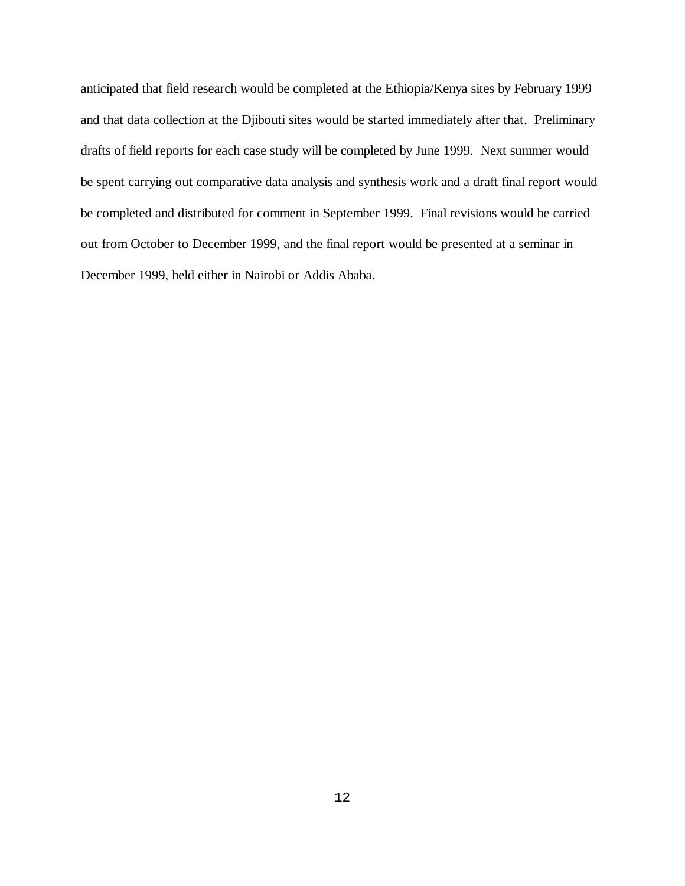anticipated that field research would be completed at the Ethiopia/Kenya sites by February 1999 and that data collection at the Djibouti sites would be started immediately after that. Preliminary drafts of field reports for each case study will be completed by June 1999. Next summer would be spent carrying out comparative data analysis and synthesis work and a draft final report would be completed and distributed for comment in September 1999. Final revisions would be carried out from October to December 1999, and the final report would be presented at a seminar in December 1999, held either in Nairobi or Addis Ababa.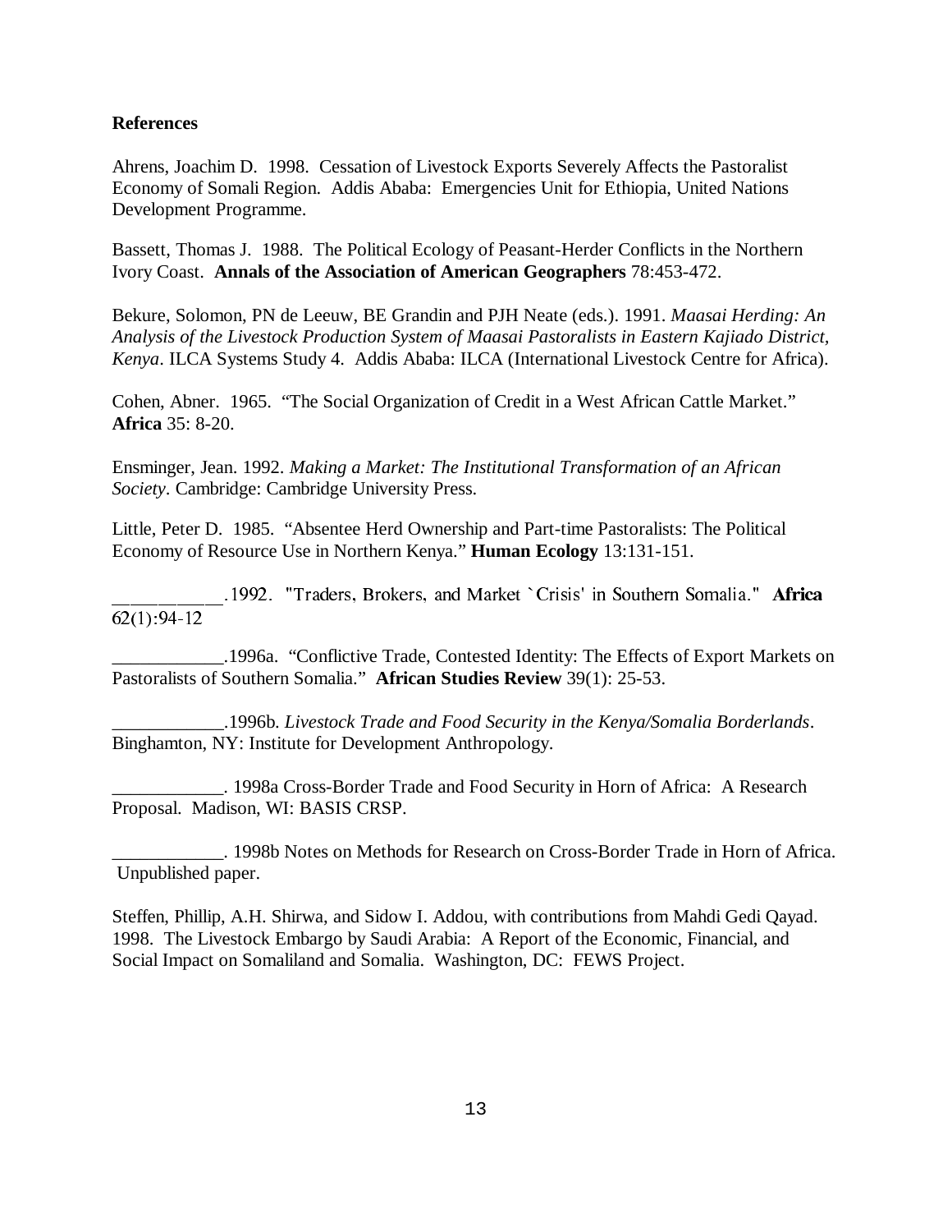**References**

Ahrens, Joachim D. 1998. Cessation of Livestock Exports Severely Affects the Pastoralist Economy of Somali Region. Addis Ababa: Emergencies Unit for Ethiopia, United Nations Development Programme.

Bassett, Thomas J. 1988. The Political Ecology of Peasant-Herder Conflicts in the Northern Ivory Coast. **Annals of the Association of American Geographers** 78:453-472.

Bekure, Solomon, PN de Leeuw, BE Grandin and PJH Neate (eds.). 1991. *Maasai Herding: An Analysis of the Livestock Production System of Maasai Pastoralists in Eastern Kajiado District, Kenya*. ILCA Systems Study 4. Addis Ababa: ILCA (International Livestock Centre for Africa).

Cohen, Abner. 1965. "The Social Organization of Credit in a West African Cattle Market." **Africa** 35: 8-20.

Ensminger, Jean. 1992. *Making a Market: The Institutional Transformation of an African Society*. Cambridge: Cambridge University Press.

Little, Peter D. 1985. "Absentee Herd Ownership and Part-time Pastoralists: The Political Economy of Resource Use in Northern Kenya." **Human Ecology** 13:131-151.

___________.1992. "Traders, Brokers, and Market `Crisis' in Southern Somalia." **Africa** 62(1):94-12

____________.1996a. "Conflictive Trade, Contested Identity: The Effects of Export Markets on Pastoralists of Southern Somalia." **African Studies Review** 39(1): 25-53.

____________.1996b. *Livestock Trade and Food Security in the Kenya/Somalia Borderlands*. Binghamton, NY: Institute for Development Anthropology.

____________. 1998a Cross-Border Trade and Food Security in Horn of Africa: A Research Proposal. Madison, WI: BASIS CRSP.

____________. 1998b Notes on Methods for Research on Cross-Border Trade in Horn of Africa. Unpublished paper.

Steffen, Phillip, A.H. Shirwa, and Sidow I. Addou, with contributions from Mahdi Gedi Qayad. 1998. The Livestock Embargo by Saudi Arabia: A Report of the Economic, Financial, and Social Impact on Somaliland and Somalia. Washington, DC: FEWS Project.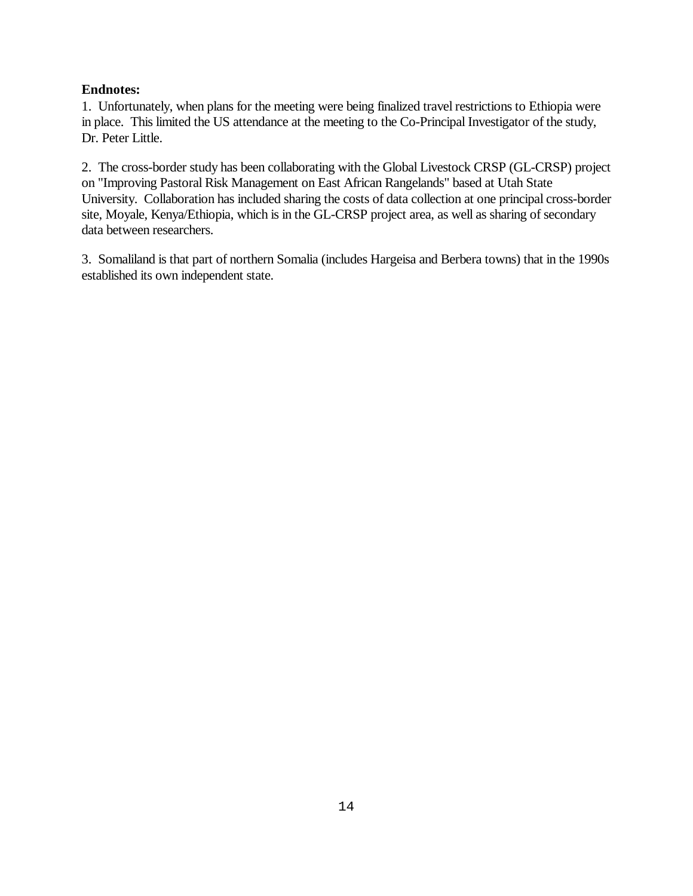**Endnotes:**

1. Unfortunately, when plans for the meeting were being finalized travel restrictions to Ethiopia were in place. This limited the US attendance at the meeting to the Co-Principal Investigator of the study, Dr. Peter Little.

2. The cross-border study has been collaborating with the Global Livestock CRSP (GL-CRSP) project on "Improving Pastoral Risk Management on East African Rangelands" based at Utah State University. Collaboration has included sharing the costs of data collection at one principal cross-border site, Moyale, Kenya/Ethiopia, which is in the GL-CRSP project area, as well as sharing of secondary data between researchers.

3. Somaliland is that part of northern Somalia (includes Hargeisa and Berbera towns) that in the 1990s established its own independent state.